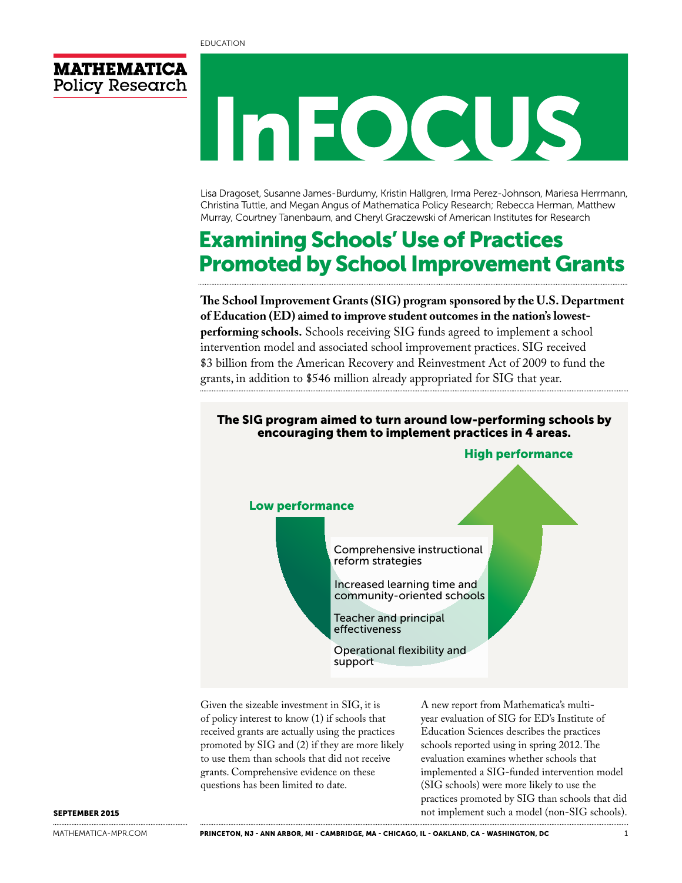EDUCATION

**MATHEMATICA** Policy Research

# InFOCUS

Lisa Dragoset, Susanne James-Burdumy, Kristin Hallgren, Irma Perez-Johnson, Mariesa Herrmann, Christina Tuttle, and Megan Angus of Mathematica Policy Research; Rebecca Herman, Matthew Murray, Courtney Tanenbaum, and Cheryl Graczewski of American Institutes for Research

## Examining Schools' Use of Practices Promoted by School Improvement Grants

**The School Improvement Grants (SIG) program sponsored by the U.S. Department of Education (ED) aimed to improve student outcomes in the nation's lowest-performing schools.** Schools receiving SIG funds agreed to implement a school intervention model and associated school improvement practices. SIG received $3 billion from the American Recovery and Reinvestment Act of 2009 to fund the grants, in addition to $546 million already appropriated for SIG that year.

**The SIG program aimed to turn around low-performing schools by encouraging them to implement practices in 4 areas.**

Low performance

- Comprehensive instructional reform strategies
- Increased learning time and community-oriented schools
- Teacher and principal effectiveness
- Operational flexibility and support

High performance

Given the sizeable investment in SIG, it is of policy interest to know (1) if schools that received grants are actually using the practices promoted by SIG and (2) if they are more likely to use them than schools that did not receive grants. Comprehensive evidence on these questions has been limited to date.

A new report from Mathematica's multi-year evaluation of SIG for ED's Institute of Education Sciences describes the practices schools reported using in spring 2012. The evaluation examines whether schools that implemented a SIG-funded intervention model (SIG schools) were more likely to use the practices promoted by SIG than schools that did not implement such a model (non-SIG schools).

SEPTEMBER 2015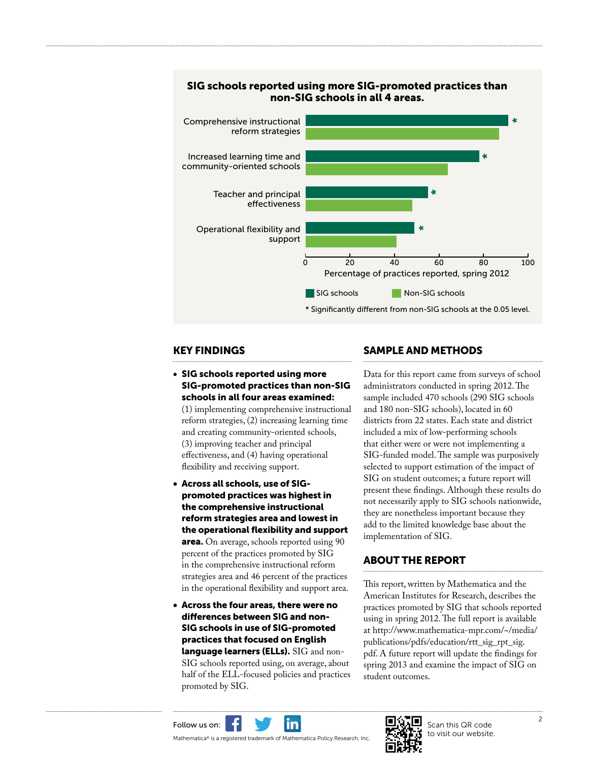**SIG schools reported using more SIG-promoted practices than non-SIG schools in all 4 areas.**

Comprehensive instructional reform strategies *

Increased learning time and community-oriented schools *

Teacher and principal effectiveness *

Operational flexibility and support *

0 20 40 60 80 100

Percentage of practices reported, spring 2012

SIG schools

Non-SIG schools

* Significantly different from non-SIG schools at the 0.05 level.

## KEY FINDINGS

- **SIG schools reported using more SIG-promoted practices than non-SIG schools in all four areas examined:** (1) implementing comprehensive instructional reform strategies, (2) increasing learning time and creating community-oriented schools, (3) improving teacher and principal effectiveness, and (4) having operational flexibility and receiving support.
- **Across all schools, use of SIG-promoted practices was highest in the comprehensive instructional reform strategies area and lowest in the operational flexibility and support area.** On average, schools reported using 90 percent of the practices promoted by SIG in the comprehensive instructional reform strategies area and 46 percent of the practices in the operational flexibility and support area.
- **Across the four areas, there were no differences between SIG and non-SIG schools in use of SIG-promoted practices that focused on English language learners (ELLs).** SIG and non-SIG schools reported using, on average, about half of the ELL-focused policies and practices promoted by SIG.

## SAMPLE AND METHODS

Data for this report came from surveys of school administrators conducted in spring 2012. The sample included 470 schools (290 SIG schools and 180 non-SIG schools), located in 60 districts from 22 states. Each state and district included a mix of low-performing schools that either were or were not implementing a SIG-funded model. The sample was purposively selected to support estimation of the impact of SIG on student outcomes; a future report will present these findings. Although these results do not necessarily apply to SIG schools nationwide, they are nonetheless important because they add to the limited knowledge base about the implementation of SIG.

## ABOUT THE REPORT

This report, written by Mathematica and the American Institutes for Research, describes the practices promoted by SIG that schools reported using in spring 2012. The full report is available at http://www.mathematica-mpr.com/~/media/publications/pdfs/education/rtt_sig_rpt_sig.pdf. A future report will update the findings for spring 2013 and examine the impact of SIG on student outcomes.

Follow us on:

Mathematica® is a registered trademark of Mathematica Policy Research, Inc.

Scan this QR code to visit our website.